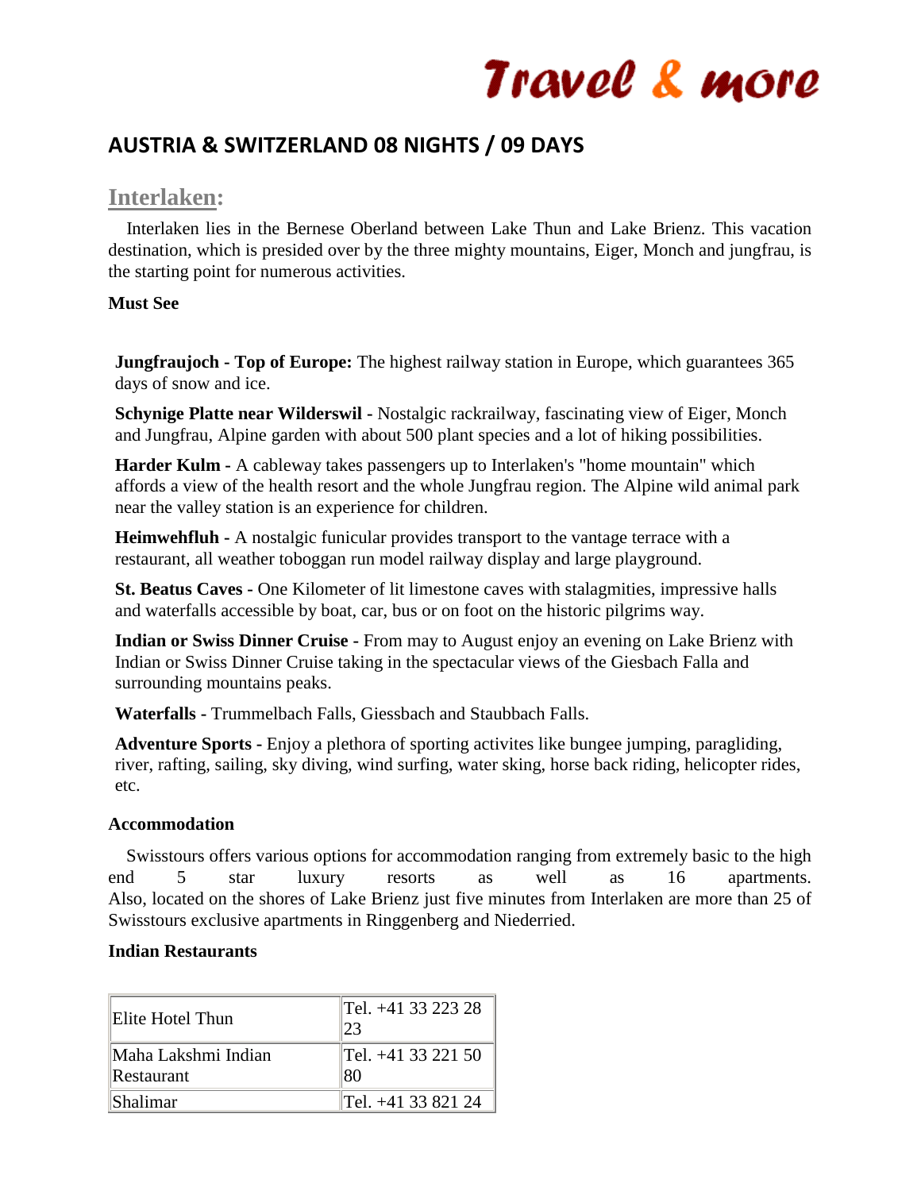# Travel & more

## AUSTRIA & SWITZERLAND 08 NIGHTS / 09 DAYS

### Interlaken:

Interlaken lies in the Bernese Oberland between Lake Thun and Lake Brienz. This vacation destination, which is presided over by the three mighty mountains, Eiger, Monch and jungfrau, is the starting point for numerous activities.

**Must See**

**Jungfraujoch - Top of Europe:** The highest railway station in Europe, which guarantees 365 days of snow and ice.

**Schynige Platte near Wilderswil -** Nostalgic rackrailway, fascinating view of Eiger, Monch and Jungfrau, Alpine garden with about 500 plant species and a lot of hiking possibilities.

**Harder Kulm -** A cableway takes passengers up to Interlaken's "home mountain" which affords a view of the health resort and the whole Jungfrau region. The Alpine wild animal park near the valley station is an experience for children.

**Heimwehfluh -** A nostalgic funicular provides transport to the vantage terrace with a restaurant, all weather toboggan run model railway display and large playground.

**St. Beatus Caves -** One Kilometer of lit limestone caves with stalagmities, impressive halls and waterfalls accessible by boat, car, bus or on foot on the historic pilgrims way.

**Indian or Swiss Dinner Cruise -** From may to August enjoy an evening on Lake Brienz with Indian or Swiss Dinner Cruise taking in the spectacular views of the Giesbach Falla and surrounding mountains peaks.

**Waterfalls -** Trummelbach Falls, Giessbach and Staubbach Falls.

**Adventure Sports -** Enjoy a plethora of sporting activites like bungee jumping, paragliding, river, rafting, sailing, sky diving, wind surfing, water sking, horse back riding, helicopter rides, etc.

**Accommodation**

Swisstours offers various options for accommodation ranging from extremely basic to the high end 5 star luxury resorts as well as 16 apartments. Also, located on the shores of Lake Brienz just five minutes from Interlaken are more than 25 of Swisstours exclusive apartments in Ringgenberg and Niederried.

**Indian Restaurants**

| | |
|---|---|
| Elite Hotel Thun | Tel. +41 33 223 28 23 |
| Maha Lakshmi Indian Restaurant | Tel. +41 33 221 50 80 |
| Shalimar | Tel. +41 33 821 24 |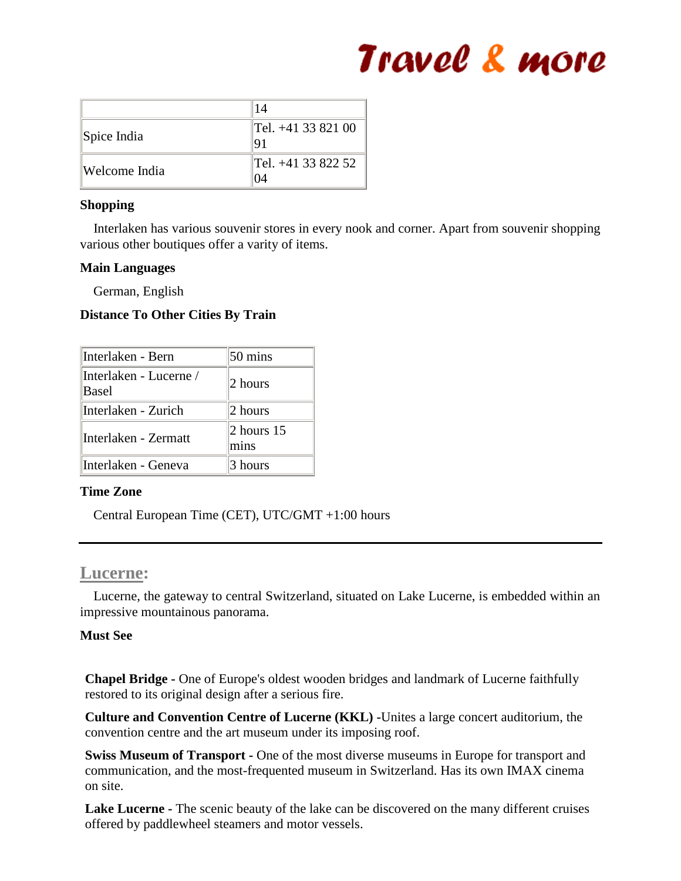|  | 14 |
| --- | --- |
| Spice India | Tel. +41 33 821 00 91 |
| Welcome India | Tel. +41 33 822 52 04 |

**Shopping**

Interlaken has various souvenir stores in every nook and corner. Apart from souvenir shopping various other boutiques offer a varity of items.

**Main Languages**

German, English

**Distance To Other Cities By Train**

| Interlaken - Bern | 50 mins |
| --- | --- |
| Interlaken - Lucerne / Basel | 2 hours |
| Interlaken - Zurich | 2 hours |
| Interlaken - Zermatt | 2 hours 15 mins |
| Interlaken - Geneva | 3 hours |

**Time Zone**

Central European Time (CET), UTC/GMT +1:00 hours

---

## Lucerne:

Lucerne, the gateway to central Switzerland, situated on Lake Lucerne, is embedded within an impressive mountainous panorama.

**Must See**

**Chapel Bridge -** One of Europe's oldest wooden bridges and landmark of Lucerne faithfully restored to its original design after a serious fire.

**Culture and Convention Centre of Lucerne (KKL)** -Unites a large concert auditorium, the convention centre and the art museum under its imposing roof.

**Swiss Museum of Transport -** One of the most diverse museums in Europe for transport and communication, and the most-frequented museum in Switzerland. Has its own IMAX cinema on site.

**Lake Lucerne -** The scenic beauty of the lake can be discovered on the many different cruises offered by paddlewheel steamers and motor vessels.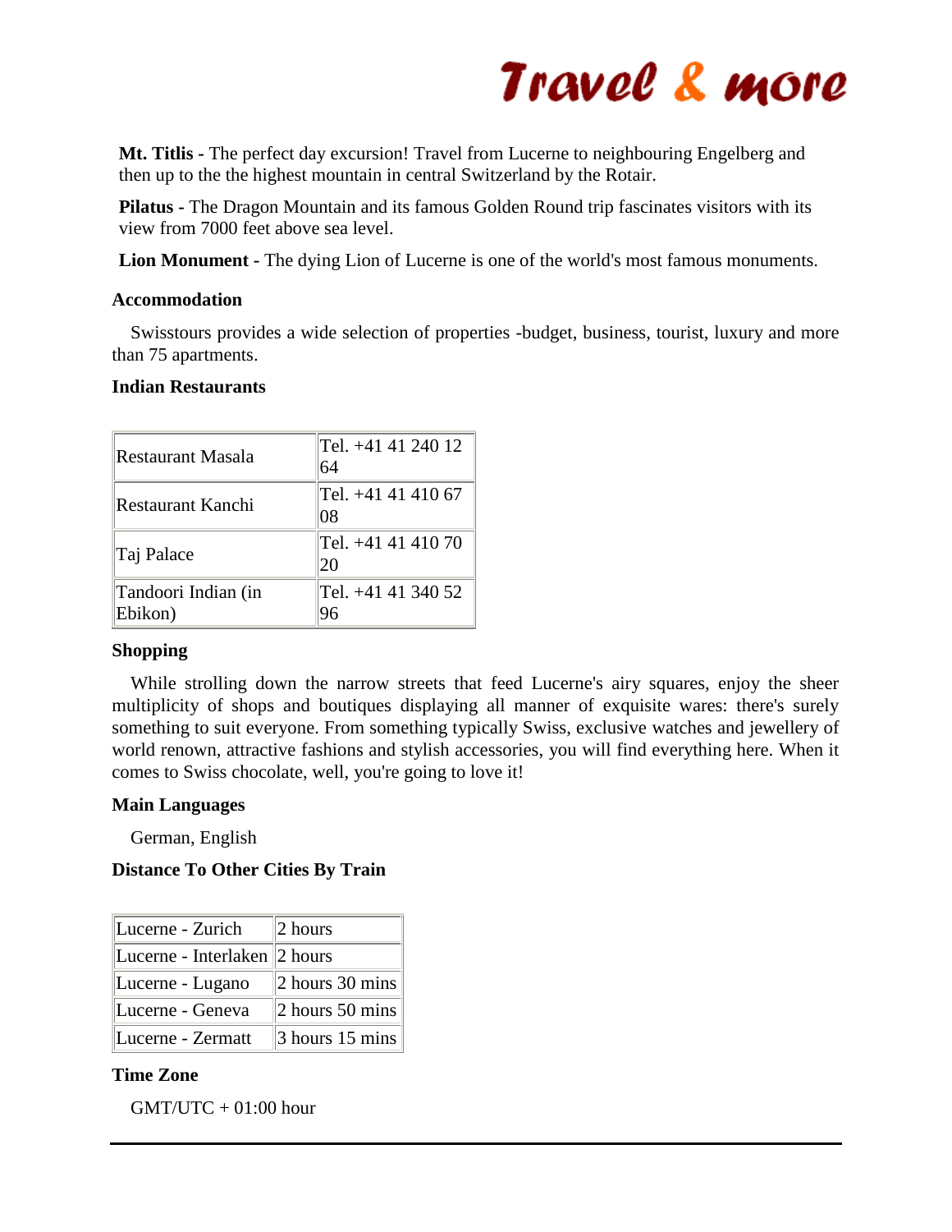**Mt. Titlis -** The perfect day excursion! Travel from Lucerne to neighbouring Engelberg and then up to the the highest mountain in central Switzerland by the Rotair.

**Pilatus -** The Dragon Mountain and its famous Golden Round trip fascinates visitors with its view from 7000 feet above sea level.

**Lion Monument -** The dying Lion of Lucerne is one of the world's most famous monuments.

### Accommodation

Swisstours provides a wide selection of properties -budget, business, tourist, luxury and more than 75 apartments.

### Indian Restaurants

| Restaurant | Telephone |
|---|---|
| Restaurant Masala | Tel. +41 41 240 12 64 |
| Restaurant Kanchi | Tel. +41 41 410 67 08 |
| Taj Palace | Tel. +41 41 410 70 20 |
| Tandoori Indian (in Ebikon) | Tel. +41 41 340 52 96 |

### Shopping

While strolling down the narrow streets that feed Lucerne's airy squares, enjoy the sheer multiplicity of shops and boutiques displaying all manner of exquisite wares: there's surely something to suit everyone. From something typically Swiss, exclusive watches and jewellery of world renown, attractive fashions and stylish accessories, you will find everything here. When it comes to Swiss chocolate, well, you're going to love it!

### Main Languages

German, English

### Distance To Other Cities By Train

| Route | Time |
|---|---|
| Lucerne - Zurich | 2 hours |
| Lucerne - Interlaken | 2 hours |
| Lucerne - Lugano | 2 hours 30 mins |
| Lucerne - Geneva | 2 hours 50 mins |
| Lucerne - Zermatt | 3 hours 15 mins |

### Time Zone

GMT/UTC + 01:00 hour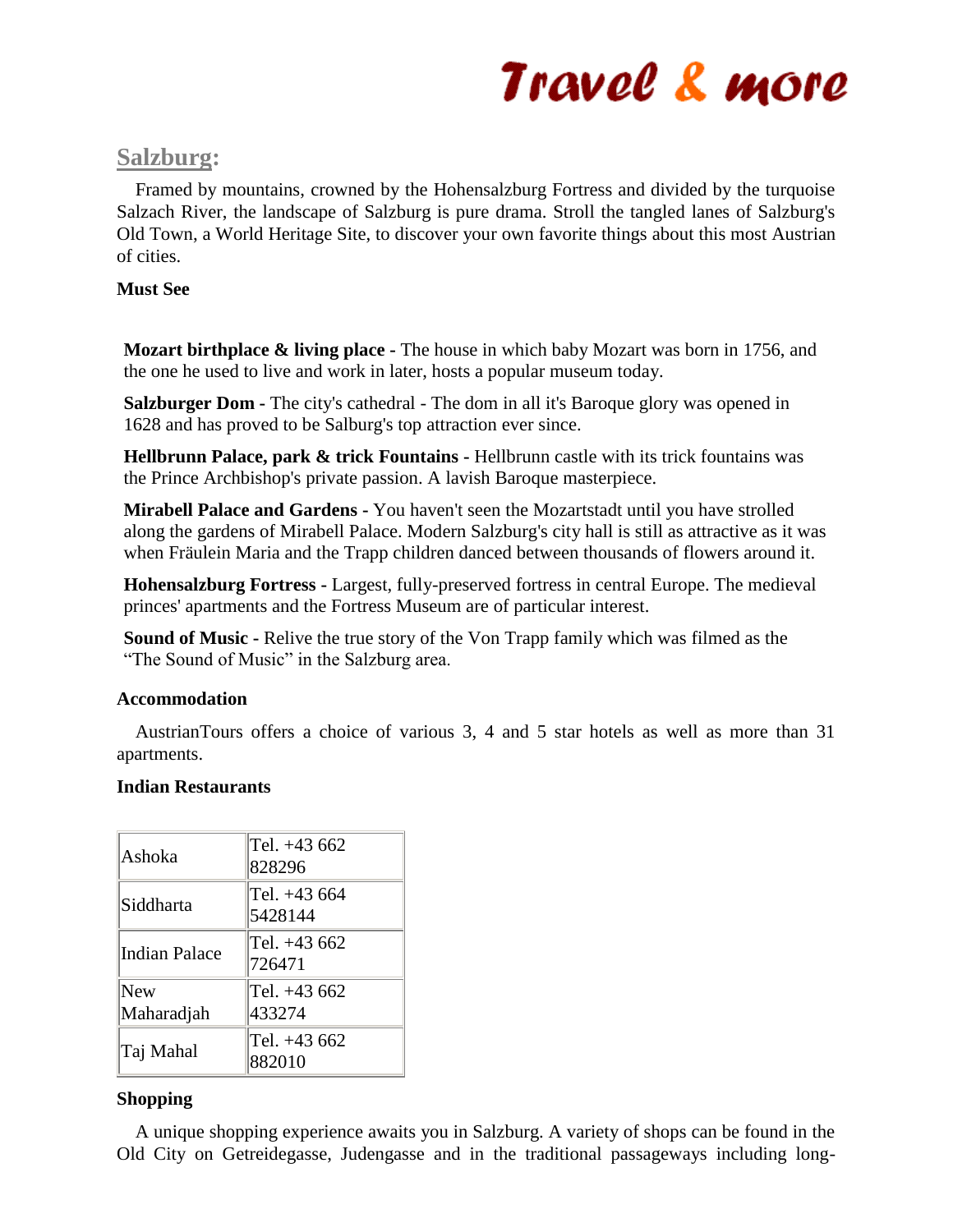# Travel & more

## Salzburg:

Framed by mountains, crowned by the Hohensalzburg Fortress and divided by the turquoise Salzach River, the landscape of Salzburg is pure drama. Stroll the tangled lanes of Salzburg's Old Town, a World Heritage Site, to discover your own favorite things about this most Austrian of cities.

**Must See**

**Mozart birthplace & living place** - The house in which baby Mozart was born in 1756, and the one he used to live and work in later, hosts a popular museum today.

**Salzburger Dom -** The city's cathedral - The dom in all it's Baroque glory was opened in 1628 and has proved to be Salburg's top attraction ever since.

**Hellbrunn Palace, park & trick Fountains -** Hellbrunn castle with its trick fountains was the Prince Archbishop's private passion. A lavish Baroque masterpiece.

**Mirabell Palace and Gardens -** You haven't seen the Mozartstadt until you have strolled along the gardens of Mirabell Palace. Modern Salzburg's city hall is still as attractive as it was when Fräulein Maria and the Trapp children danced between thousands of flowers around it.

**Hohensalzburg Fortress -** Largest, fully-preserved fortress in central Europe. The medieval princes' apartments and the Fortress Museum are of particular interest.

**Sound of Music -** Relive the true story of the Von Trapp family which was filmed as the "The Sound of Music" in the Salzburg area.

**Accommodation**

AustrianTours offers a choice of various 3, 4 and 5 star hotels as well as more than 31 apartments.

**Indian Restaurants**

| | |
|---|---|
| Ashoka | Tel. +43 662 828296 |
| Siddharta | Tel. +43 664 5428144 |
| Indian Palace | Tel. +43 662 726471 |
| New Maharadjah | Tel. +43 662 433274 |
| Taj Mahal | Tel. +43 662 882010 |

**Shopping**

A unique shopping experience awaits you in Salzburg. A variety of shops can be found in the Old City on Getreidegasse, Judengasse and in the traditional passageways including long-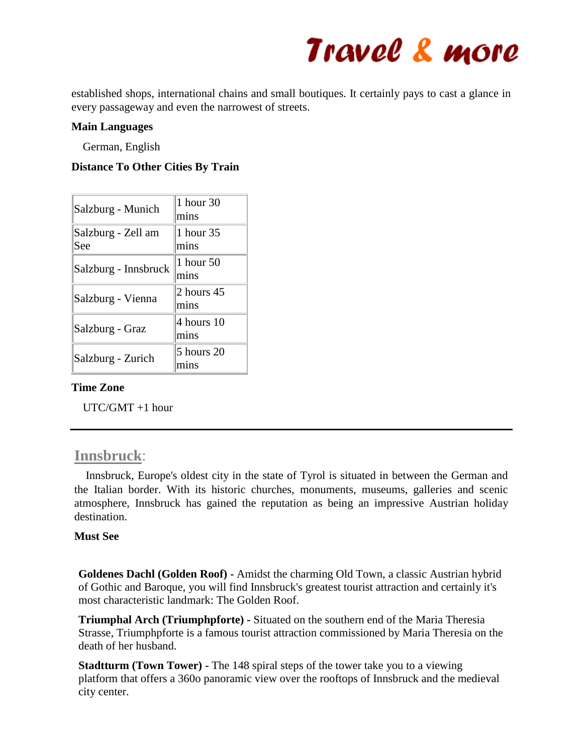established shops, international chains and small boutiques. It certainly pays to cast a glance in every passageway and even the narrowest of streets.

**Main Languages**

German, English

**Distance To Other Cities By Train**

| | |
|---|---|
| Salzburg - Munich | 1 hour 30 mins |
| Salzburg - Zell am See | 1 hour 35 mins |
| Salzburg - Innsbruck | 1 hour 50 mins |
| Salzburg - Vienna | 2 hours 45 mins |
| Salzburg - Graz | 4 hours 10 mins |
| Salzburg - Zurich | 5 hours 20 mins |

**Time Zone**

UTC/GMT +1 hour

---

## Innsbruck:

Innsbruck, Europe's oldest city in the state of Tyrol is situated in between the German and the Italian border. With its historic churches, monuments, museums, galleries and scenic atmosphere, Innsbruck has gained the reputation as being an impressive Austrian holiday destination.

**Must See**

**Goldenes Dachl (Golden Roof) -** Amidst the charming Old Town, a classic Austrian hybrid of Gothic and Baroque, you will find Innsbruck's greatest tourist attraction and certainly it's most characteristic landmark: The Golden Roof.

**Triumphal Arch (Triumphphforte) -** Situated on the southern end of the Maria Theresia Strasse, Triumphpforte is a famous tourist attraction commissioned by Maria Theresia on the death of her husband.

**Stadtturm (Town Tower) -** The 148 spiral steps of the tower take you to a viewing platform that offers a 360o panoramic view over the rooftops of Innsbruck and the medieval city center.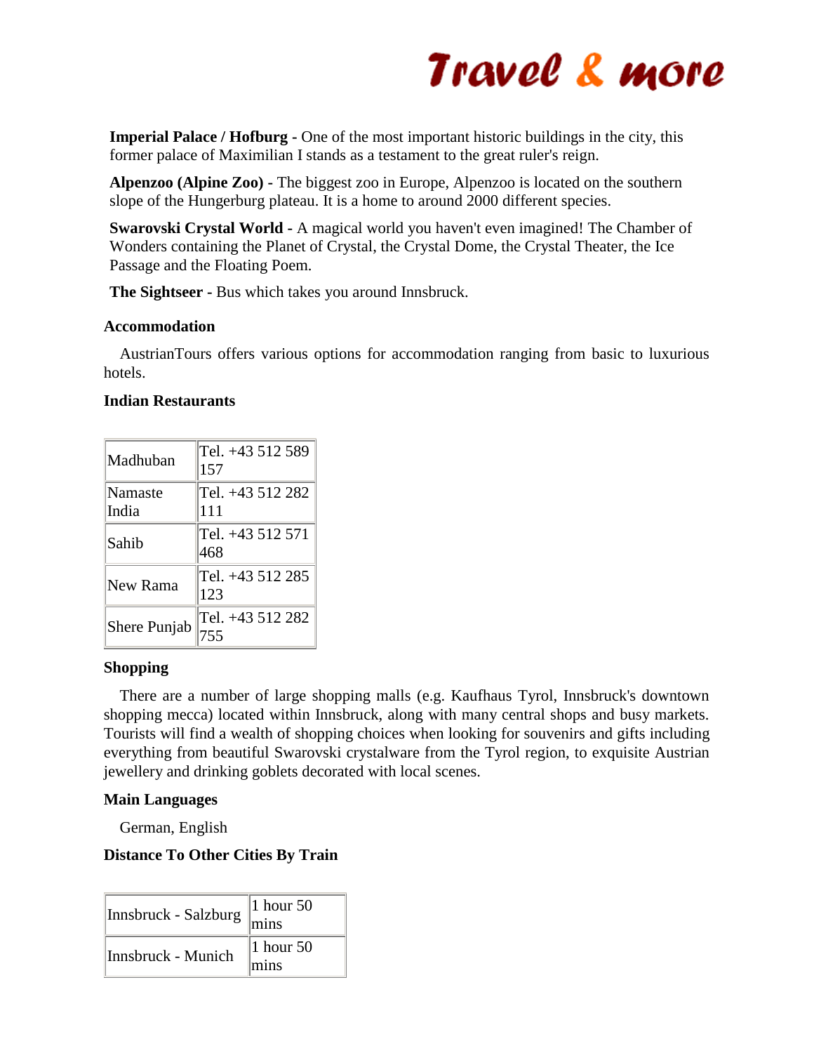**Imperial Palace / Hofburg -** One of the most important historic buildings in the city, this former palace of Maximilian I stands as a testament to the great ruler's reign.

**Alpenzoo (Alpine Zoo) -** The biggest zoo in Europe, Alpenzoo is located on the southern slope of the Hungerburg plateau. It is a home to around 2000 different species.

**Swarovski Crystal World -** A magical world you haven't even imagined! The Chamber of Wonders containing the Planet of Crystal, the Crystal Dome, the Crystal Theater, the Ice Passage and the Floating Poem.

**The Sightseer -** Bus which takes you around Innsbruck.

### Accommodation

AustrianTours offers various options for accommodation ranging from basic to luxurious hotels.

### Indian Restaurants

| | |
|---|---|
| Madhuban | Tel. +43 512 589 157 |
| Namaste India | Tel. +43 512 282 111 |
| Sahib | Tel. +43 512 571 468 |
| New Rama | Tel. +43 512 285 123 |
| Shere Punjab | Tel. +43 512 282 755 |

### Shopping

There are a number of large shopping malls (e.g. Kaufhaus Tyrol, Innsbruck's downtown shopping mecca) located within Innsbruck, along with many central shops and busy markets. Tourists will find a wealth of shopping choices when looking for souvenirs and gifts including everything from beautiful Swarovski crystalware from the Tyrol region, to exquisite Austrian jewellery and drinking goblets decorated with local scenes.

### Main Languages

German, English

### Distance To Other Cities By Train

| | |
|---|---|
| Innsbruck - Salzburg | 1 hour 50 mins |
| Innsbruck - Munich | 1 hour 50 mins |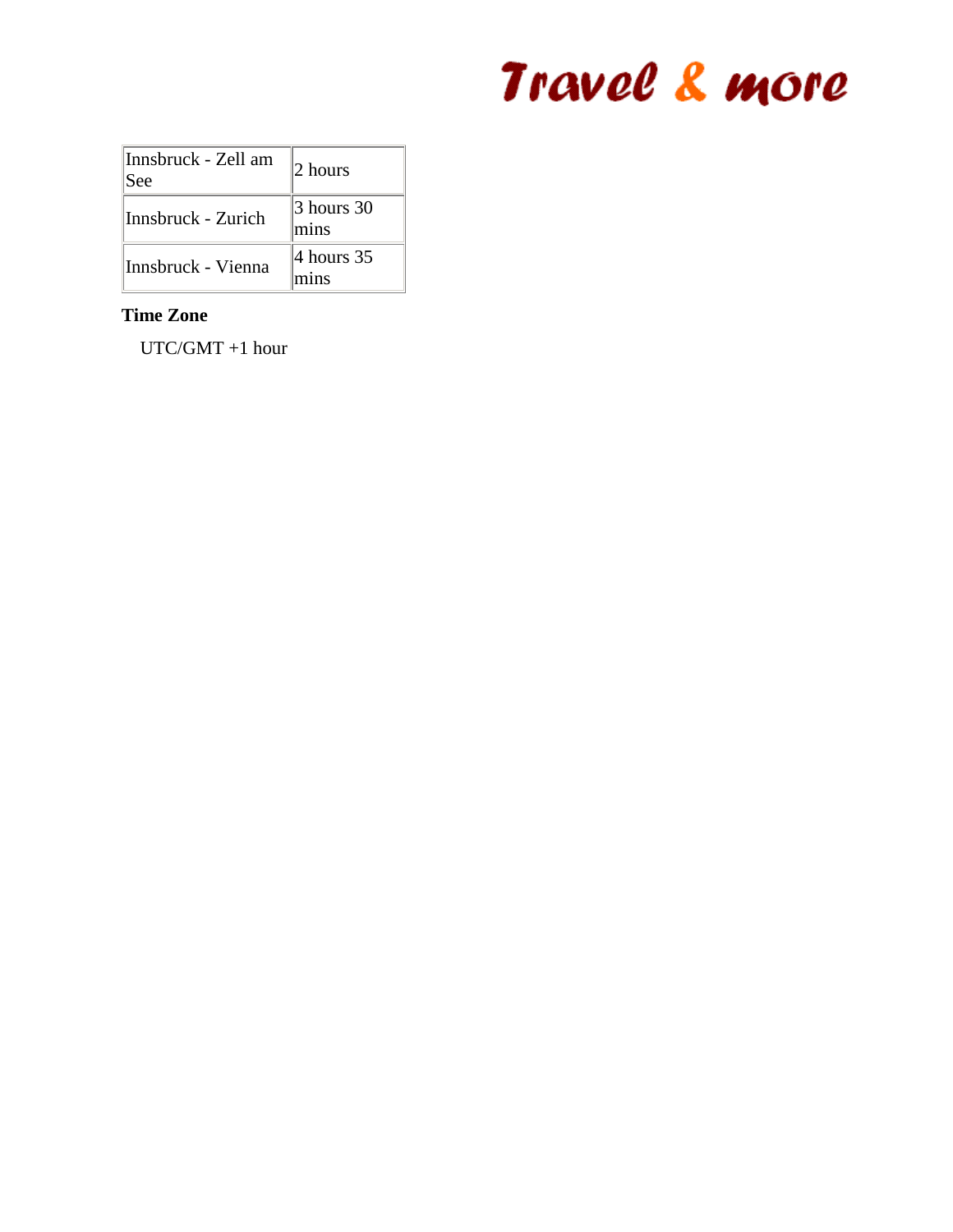| | |
|---|---|
| Innsbruck - Zell am See | 2 hours |
| Innsbruck - Zurich | 3 hours 30 mins |
| Innsbruck - Vienna | 4 hours 35 mins |

**Time Zone**

UTC/GMT +1 hour